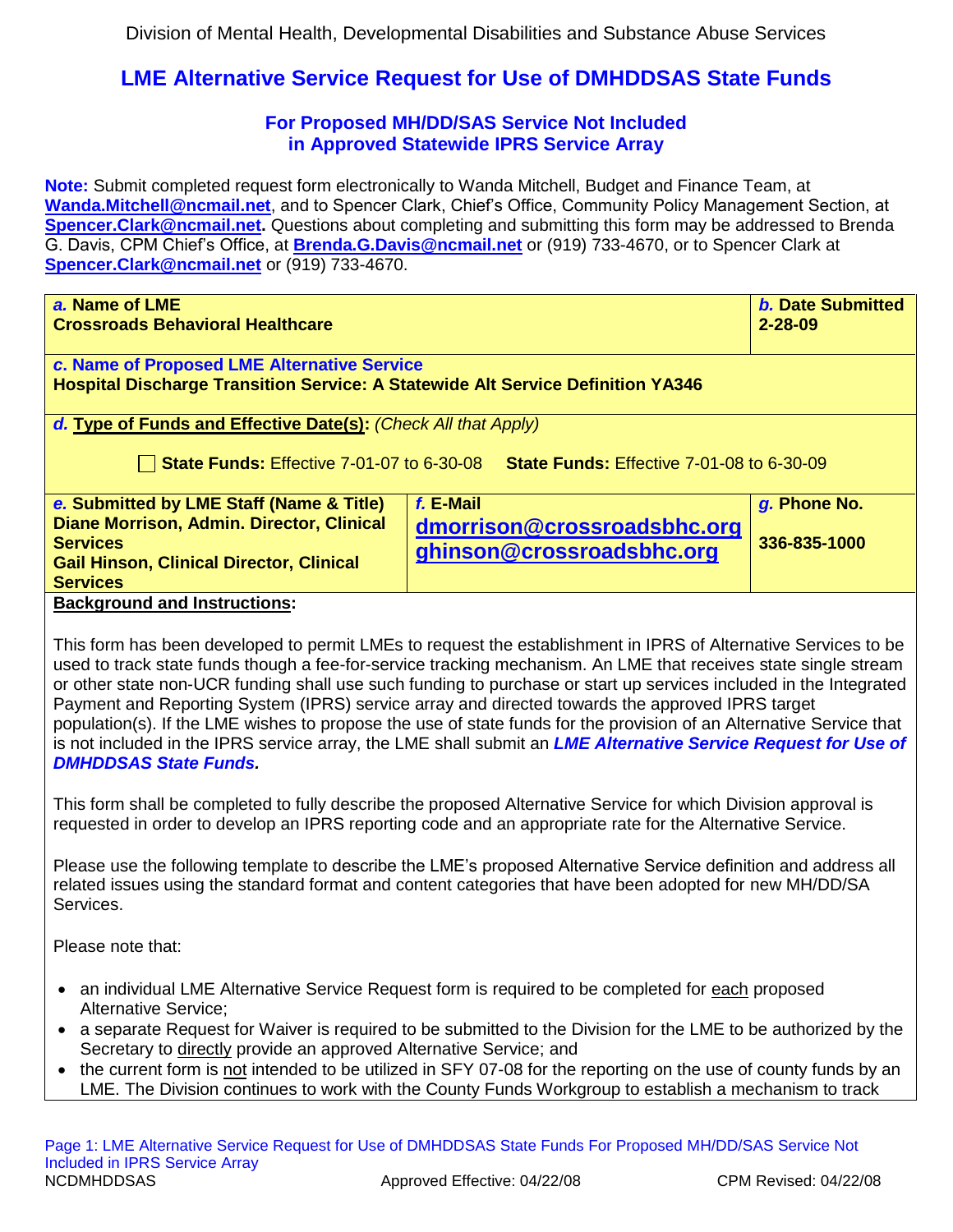Division of Mental Health, Developmental Disabilities and Substance Abuse Services

# LME Alternative Service Request for Use of DMHDDSAS State Funds

## For Proposed MH/DD/SAS Service Not Included in Approved Statewide IPRS Service Array

**Note:** Submit completed request form electronically to Wanda Mitchell, Budget and Finance Team, at **Wanda.Mitchell@ncmail.net**, and to Spencer Clark, Chief's Office, Community Policy Management Section, at **Spencer.Clark@ncmail.net.** Questions about completing and submitting this form may be addressed to Brenda G. Davis, CPM Chief's Office, at **Brenda.G.Davis@ncmail.net** or (919) 733-4670, or to Spencer Clark at **Spencer.Clark@ncmail.net** or (919) 733-4670.

| ***a.*** **Name of LME** | | ***b.*** **Date Submitted** |
|---|---|---|
| **Crossroads Behavioral Healthcare** | | **2-28-09** |
| ***c.*** **Name of Proposed LME Alternative Service**<br>**Hospital Discharge Transition Service: A Statewide Alt Service Definition YA346** | | |
| ***d.*** **Type of Funds and Effective Date(s):** *(Check All that Apply)*<br>☐ **State Funds:** Effective 7-01-07 to 6-30-08 **State Funds:** Effective 7-01-08 to 6-30-09 | | |
| ***e.*** **Submitted by LME Staff (Name & Title)** | ***f.*** **E-Mail** | ***g.*** **Phone No.** |
| **Diane Morrison, Admin. Director, Clinical Services**<br>**Gail Hinson, Clinical Director, Clinical Services** | dmorrison@crossroadsbhc.org<br>ghinson@crossroadsbhc.org | **336-835-1000** |

**Background and Instructions:**

This form has been developed to permit LMEs to request the establishment in IPRS of Alternative Services to be used to track state funds though a fee-for-service tracking mechanism. An LME that receives state single stream or other state non-UCR funding shall use such funding to purchase or start up services included in the Integrated Payment and Reporting System (IPRS) service array and directed towards the approved IPRS target population(s). If the LME wishes to propose the use of state funds for the provision of an Alternative Service that is not included in the IPRS service array, the LME shall submit an ***LME Alternative Service Request for Use of DMHDDSAS State Funds.***

This form shall be completed to fully describe the proposed Alternative Service for which Division approval is requested in order to develop an IPRS reporting code and an appropriate rate for the Alternative Service.

Please use the following template to describe the LME's proposed Alternative Service definition and address all related issues using the standard format and content categories that have been adopted for new MH/DD/SA Services.

Please note that:

- an individual LME Alternative Service Request form is required to be completed for each proposed Alternative Service;
- a separate Request for Waiver is required to be submitted to the Division for the LME to be authorized by the Secretary to directly provide an approved Alternative Service; and
- the current form is not intended to be utilized in SFY 07-08 for the reporting on the use of county funds by an LME. The Division continues to work with the County Funds Workgroup to establish a mechanism to track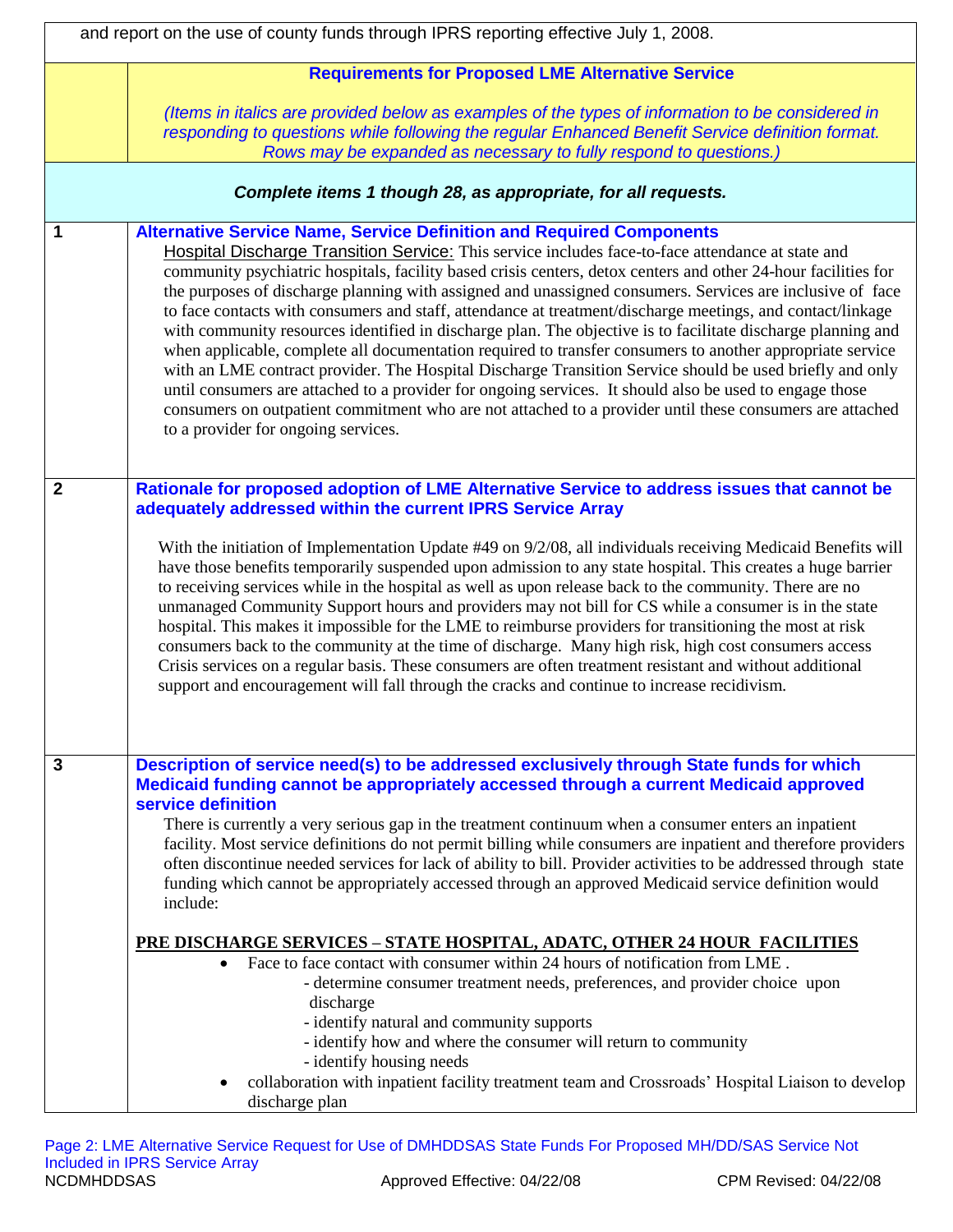and report on the use of county funds through IPRS reporting effective July 1, 2008.

**Requirements for Proposed LME Alternative Service**

*(Items in italics are provided below as examples of the types of information to be considered in responding to questions while following the regular Enhanced Benefit Service definition format. Rows may be expanded as necessary to fully respond to questions.)*

***Complete items 1 though 28, as appropriate, for all requests.***

**1 Alternative Service Name, Service Definition and Required Components**

Hospital Discharge Transition Service: This service includes face-to-face attendance at state and community psychiatric hospitals, facility based crisis centers, detox centers and other 24-hour facilities for the purposes of discharge planning with assigned and unassigned consumers. Services are inclusive of face to face contacts with consumers and staff, attendance at treatment/discharge meetings, and contact/linkage with community resources identified in discharge plan. The objective is to facilitate discharge planning and when applicable, complete all documentation required to transfer consumers to another appropriate service with an LME contract provider. The Hospital Discharge Transition Service should be used briefly and only until consumers are attached to a provider for ongoing services. It should also be used to engage those consumers on outpatient commitment who are not attached to a provider until these consumers are attached to a provider for ongoing services.

**2 Rationale for proposed adoption of LME Alternative Service to address issues that cannot be adequately addressed within the current IPRS Service Array**

With the initiation of Implementation Update #49 on 9/2/08, all individuals receiving Medicaid Benefits will have those benefits temporarily suspended upon admission to any state hospital. This creates a huge barrier to receiving services while in the hospital as well as upon release back to the community. There are no unmanaged Community Support hours and providers may not bill for CS while a consumer is in the state hospital. This makes it impossible for the LME to reimburse providers for transitioning the most at risk consumers back to the community at the time of discharge. Many high risk, high cost consumers access Crisis services on a regular basis. These consumers are often treatment resistant and without additional support and encouragement will fall through the cracks and continue to increase recidivism.

**3 Description of service need(s) to be addressed exclusively through State funds for which Medicaid funding cannot be appropriately accessed through a current Medicaid approved service definition**

There is currently a very serious gap in the treatment continuum when a consumer enters an inpatient facility. Most service definitions do not permit billing while consumers are inpatient and therefore providers often discontinue needed services for lack of ability to bill. Provider activities to be addressed through state funding which cannot be appropriately accessed through an approved Medicaid service definition would include:

**PRE DISCHARGE SERVICES – STATE HOSPITAL, ADATC, OTHER 24 HOUR FACILITIES**

- Face to face contact with consumer within 24 hours of notification from LME .
  - determine consumer treatment needs, preferences, and provider choice upon discharge
  - identify natural and community supports
  - identify how and where the consumer will return to community
  - identify housing needs
- collaboration with inpatient facility treatment team and Crossroads' Hospital Liaison to develop discharge plan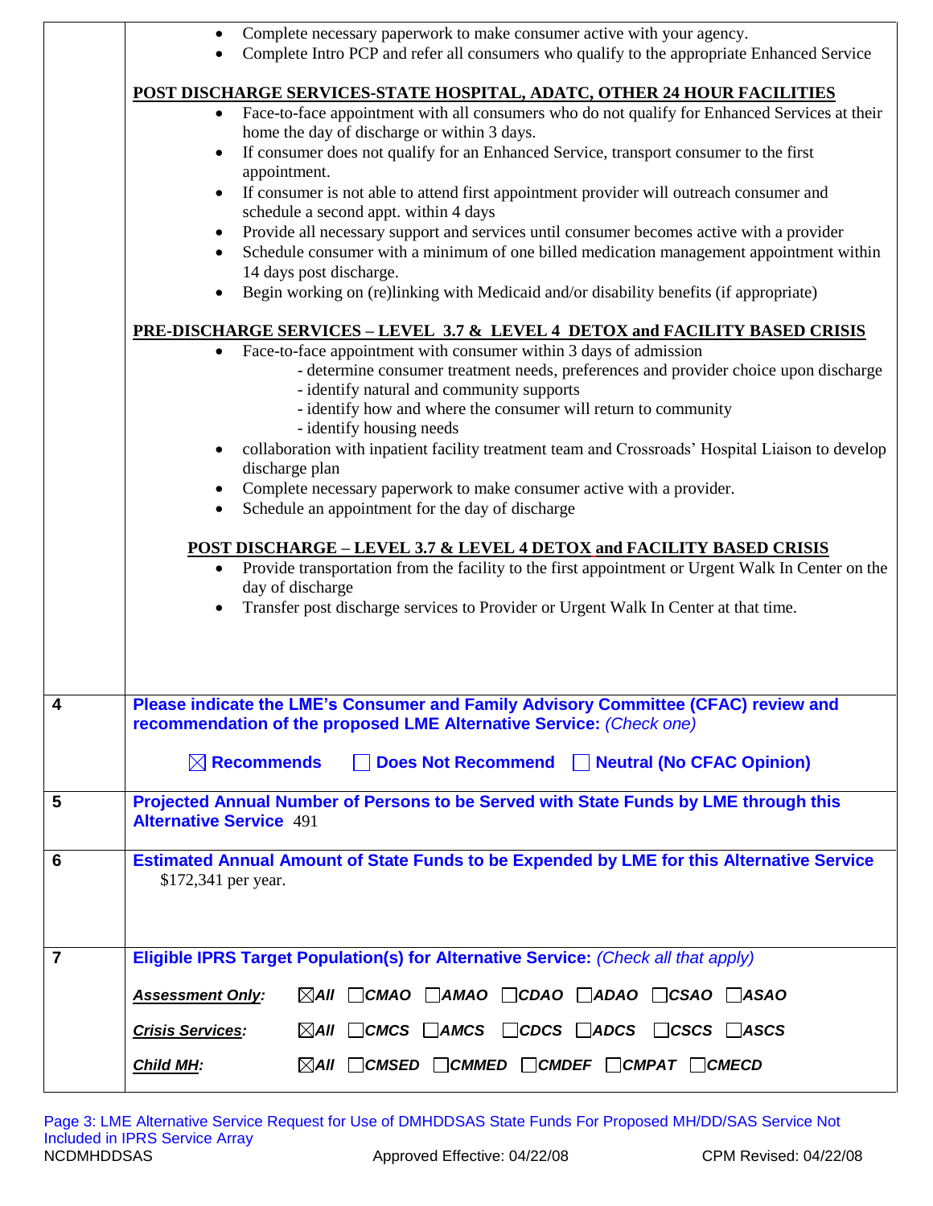- Complete necessary paperwork to make consumer active with your agency.
- Complete Intro PCP and refer all consumers who qualify to the appropriate Enhanced Service

**POST DISCHARGE SERVICES-STATE HOSPITAL, ADATC, OTHER 24 HOUR FACILITIES**

- Face-to-face appointment with all consumers who do not qualify for Enhanced Services at their home the day of discharge or within 3 days.
- If consumer does not qualify for an Enhanced Service, transport consumer to the first appointment.
- If consumer is not able to attend first appointment provider will outreach consumer and schedule a second appt. within 4 days
- Provide all necessary support and services until consumer becomes active with a provider
- Schedule consumer with a minimum of one billed medication management appointment within 14 days post discharge.
- Begin working on (re)linking with Medicaid and/or disability benefits (if appropriate)

**PRE-DISCHARGE SERVICES – LEVEL 3.7 & LEVEL 4 DETOX and FACILITY BASED CRISIS**

- Face-to-face appointment with consumer within 3 days of admission
  - determine consumer treatment needs, preferences and provider choice upon discharge
  - identify natural and community supports
  - identify how and where the consumer will return to community
  - identify housing needs
- collaboration with inpatient facility treatment team and Crossroads' Hospital Liaison to develop discharge plan
- Complete necessary paperwork to make consumer active with a provider.
- Schedule an appointment for the day of discharge

**POST DISCHARGE – LEVEL 3.7 & LEVEL 4 DETOX and FACILITY BASED CRISIS**

- Provide transportation from the facility to the first appointment or Urgent Walk In Center on the day of discharge
- Transfer post discharge services to Provider or Urgent Walk In Center at that time.

| | |
|---|---|
| 4 | **Please indicate the LME's Consumer and Family Advisory Committee (CFAC) review and recommendation of the proposed LME Alternative Service:** *(Check one)*<br><br>☒ **Recommends** ☐ **Does Not Recommend** ☐ **Neutral (No CFAC Opinion)** |
| 5 | **Projected Annual Number of Persons to be Served with State Funds by LME through this Alternative Service** 491 |
| 6 | **Estimated Annual Amount of State Funds to be Expended by LME for this Alternative Service**<br>$172,341 per year. |
| 7 | **Eligible IPRS Target Population(s) for Alternative Service:** *(Check all that apply)*<br><br>***Assessment Only:*** ☒*All* ☐*CMAO* ☐*AMAO* ☐*CDAO* ☐*ADAO* ☐*CSAO* ☐*ASAO*<br><br>***Crisis Services:*** ☒*All* ☐*CMCS* ☐*AMCS* ☐*CDCS* ☐*ADCS* ☐*CSCS* ☐*ASCS*<br><br>***Child MH:*** ☒*All* ☐*CMSED* ☐*CMMED* ☐*CMDEF* ☐*CMPAT* ☐*CMECD* |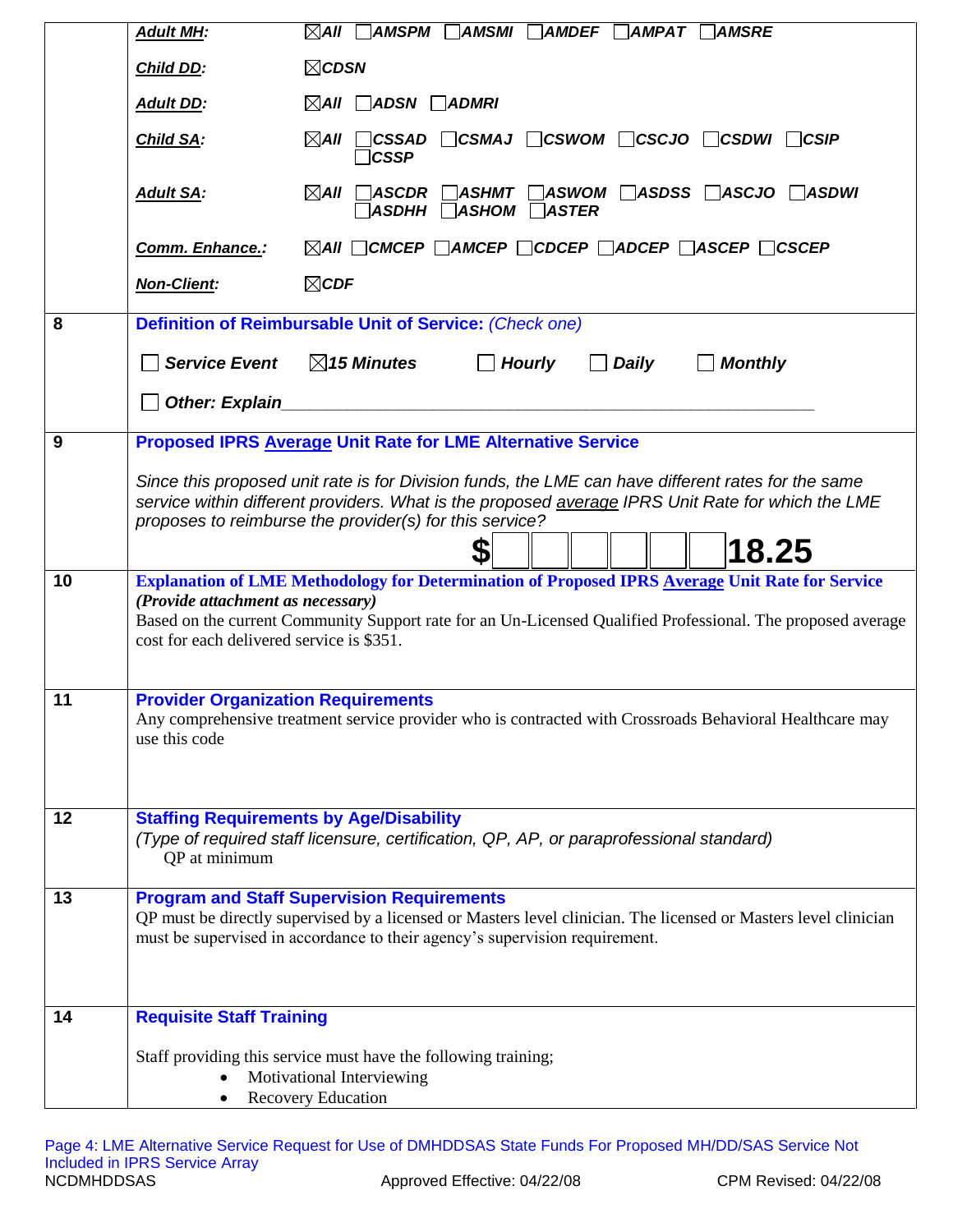| | | |
|---|---|---|
| | ***Adult MH:*** | ☒*All* ☐*AMSPM* ☐*AMSMI* ☐*AMDEF* ☐*AMPAT* ☐*AMSRE* |
| | ***Child DD:*** | ☒*CDSN* |
| | ***Adult DD:*** | ☒*All* ☐*ADSN* ☐*ADMRI* |
| | ***Child SA:*** | ☒*All* ☐*CSSAD* ☐*CSMAJ* ☐*CSWOM* ☐*CSCJO* ☐*CSDWI* ☐*CSIP* ☐*CSSP* |
| | ***Adult SA:*** | ☒*All* ☐*ASCDR* ☐*ASHMT* ☐*ASWOM* ☐*ASDSS* ☐*ASCJO* ☐*ASDWI* ☐*ASDHH* ☐*ASHOM* ☐*ASTER* |
| | ***Comm. Enhance.:*** | ☒*All* ☐*CMCEP* ☐*AMCEP* ☐*CDCEP* ☐*ADCEP* ☐*ASCEP* ☐*CSCEP* |
| | ***Non-Client:*** | ☒*CDF* |
| **8** | **Definition of Reimbursable Unit of Service:** *(Check one)*<br><br>☐ ***Service Event*** ☒***15 Minutes*** ☐ ***Hourly*** ☐ ***Daily*** ☐ ***Monthly***<br><br>☐ ***Other: Explain***_______________________________________ | |
| **9** | **Proposed IPRS Average Unit Rate for LME Alternative Service**<br><br>*Since this proposed unit rate is for Division funds, the LME can have different rates for the same service within different providers. What is the proposed average IPRS Unit Rate for which the LME proposes to reimburse the provider(s) for this service?*<br><br>**$ 18.25** | |
| **10** | **Explanation of LME Methodology for Determination of Proposed IPRS Average Unit Rate for Service** ***(Provide attachment as necessary)***<br>Based on the current Community Support rate for an Un-Licensed Qualified Professional. The proposed average cost for each delivered service is $351. | |
| **11** | **Provider Organization Requirements**<br>Any comprehensive treatment service provider who is contracted with Crossroads Behavioral Healthcare may use this code | |
| **12** | **Staffing Requirements by Age/Disability**<br>*(Type of required staff licensure, certification, QP, AP, or paraprofessional standard)*<br>QP at minimum | |
| **13** | **Program and Staff Supervision Requirements**<br>QP must be directly supervised by a licensed or Masters level clinician. The licensed or Masters level clinician must be supervised in accordance to their agency's supervision requirement. | |
| **14** | **Requisite Staff Training**<br><br>Staff providing this service must have the following training;<br>• Motivational Interviewing<br>• Recovery Education | |

Page 4: LME Alternative Service Request for Use of DMHDDSAS State Funds For Proposed MH/DD/SAS Service Not Included in IPRS Service Array
NCDMHDDSAS Approved Effective: 04/22/08 CPM Revised: 04/22/08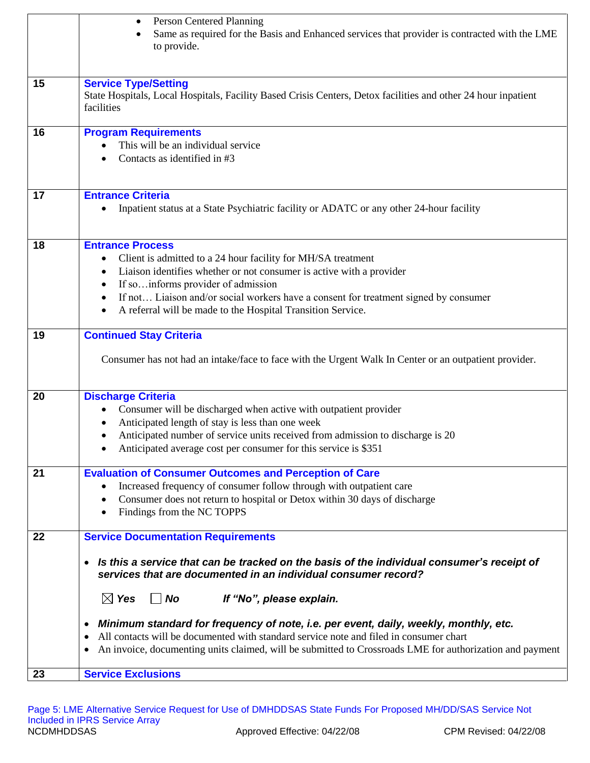| | |
|---|---|
| | • Person Centered Planning<br>• Same as required for the Basis and Enhanced services that provider is contracted with the LME to provide. |
| 15 | **Service Type/Setting**<br>State Hospitals, Local Hospitals, Facility Based Crisis Centers, Detox facilities and other 24 hour inpatient facilities |
| 16 | **Program Requirements**<br>• This will be an individual service<br>• Contacts as identified in #3 |
| 17 | **Entrance Criteria**<br>• Inpatient status at a State Psychiatric facility or ADATC or any other 24-hour facility |
| 18 | **Entrance Process**<br>• Client is admitted to a 24 hour facility for MH/SA treatment<br>• Liaison identifies whether or not consumer is active with a provider<br>• If so…informs provider of admission<br>• If not… Liaison and/or social workers have a consent for treatment signed by consumer<br>• A referral will be made to the Hospital Transition Service. |
| 19 | **Continued Stay Criteria**<br>Consumer has not had an intake/face to face with the Urgent Walk In Center or an outpatient provider. |
| 20 | **Discharge Criteria**<br>• Consumer will be discharged when active with outpatient provider<br>• Anticipated length of stay is less than one week<br>• Anticipated number of service units received from admission to discharge is 20<br>• Anticipated average cost per consumer for this service is $351 |
| 21 | **Evaluation of Consumer Outcomes and Perception of Care**<br>• Increased frequency of consumer follow through with outpatient care<br>• Consumer does not return to hospital or Detox within 30 days of discharge<br>• Findings from the NC TOPPS |
| 22 | **Service Documentation Requirements**<br>• ***Is this a service that can be tracked on the basis of the individual consumer's receipt of services that are documented in an individual consumer record?***<br>☒ ***Yes*** ☐ ***No*** ***If "No", please explain.***<br>• ***Minimum standard for frequency of note, i.e. per event, daily, weekly, monthly, etc.***<br>• All contacts will be documented with standard service note and filed in consumer chart<br>• An invoice, documenting units claimed, will be submitted to Crossroads LME for authorization and payment |
| 23 | **Service Exclusions** |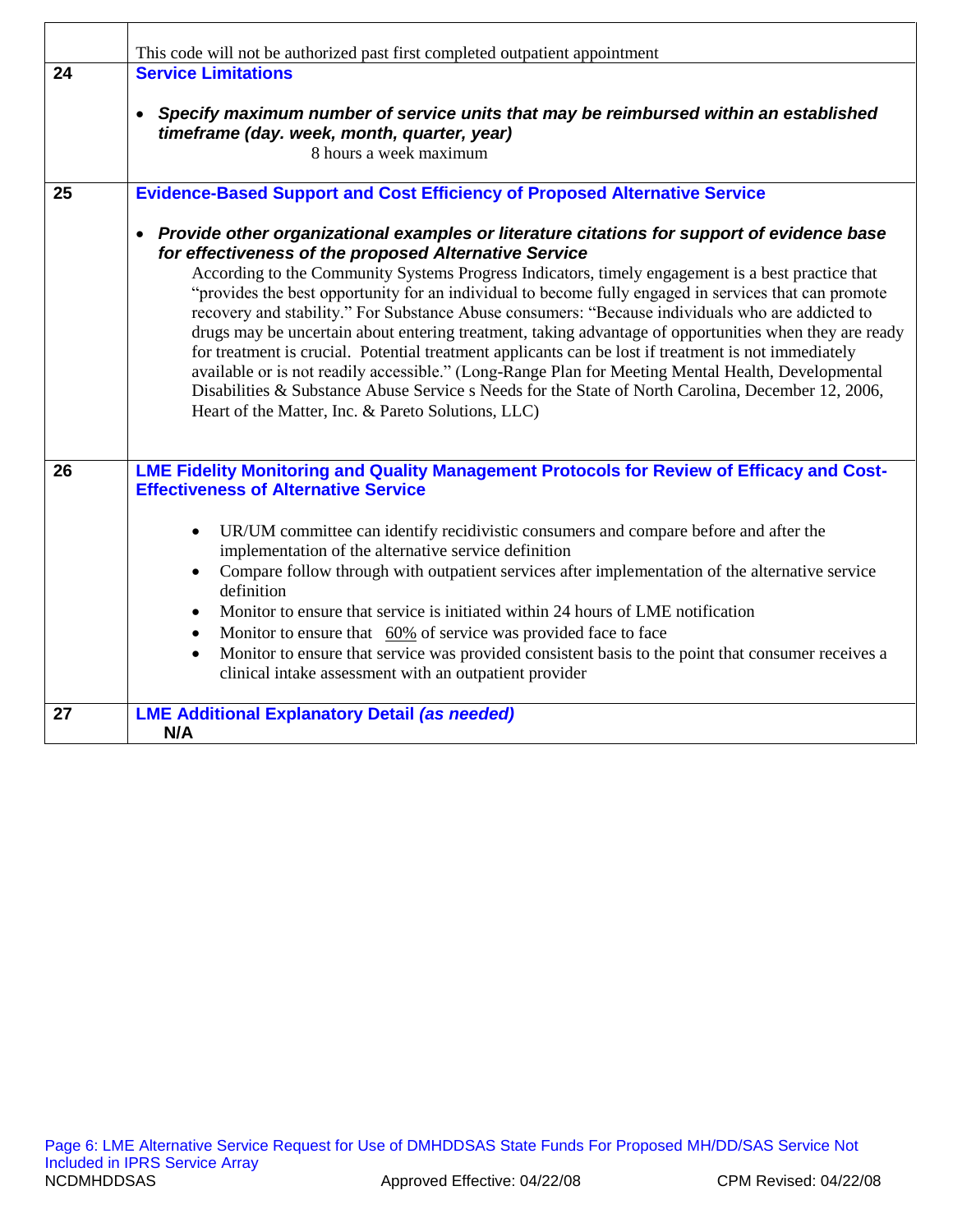| | |
|---|---|
| | This code will not be authorized past first completed outpatient appointment |
| **24** | **Service Limitations**<br><br>• ***Specify maximum number of service units that may be reimbursed within an established timeframe (day. week, month, quarter, year)***<br>8 hours a week maximum |
| **25** | **Evidence-Based Support and Cost Efficiency of Proposed Alternative Service**<br><br>• ***Provide other organizational examples or literature citations for support of evidence base for effectiveness of the proposed Alternative Service***<br>According to the Community Systems Progress Indicators, timely engagement is a best practice that "provides the best opportunity for an individual to become fully engaged in services that can promote recovery and stability." For Substance Abuse consumers: "Because individuals who are addicted to drugs may be uncertain about entering treatment, taking advantage of opportunities when they are ready for treatment is crucial. Potential treatment applicants can be lost if treatment is not immediately available or is not readily accessible." (Long-Range Plan for Meeting Mental Health, Developmental Disabilities & Substance Abuse Service s Needs for the State of North Carolina, December 12, 2006, Heart of the Matter, Inc. & Pareto Solutions, LLC) |
| **26** | **LME Fidelity Monitoring and Quality Management Protocols for Review of Efficacy and Cost-Effectiveness of Alternative Service**<br><br>• UR/UM committee can identify recidivistic consumers and compare before and after the implementation of the alternative service definition<br>• Compare follow through with outpatient services after implementation of the alternative service definition<br>• Monitor to ensure that service is initiated within 24 hours of LME notification<br>• Monitor to ensure that 60% of service was provided face to face<br>• Monitor to ensure that service was provided consistent basis to the point that consumer receives a clinical intake assessment with an outpatient provider |
| **27** | **LME Additional Explanatory Detail *(as needed)***<br>**N/A** |